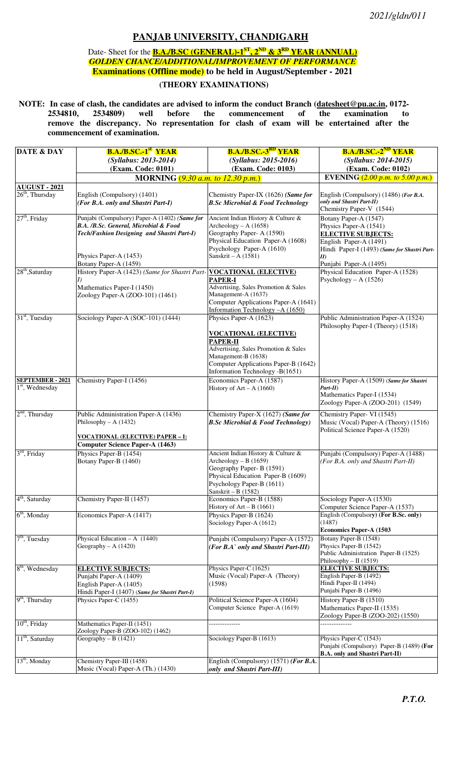*2021/gldn/011*

## PANJAB UNIVERSITY, CHANDIGARH

### Date- Sheet for the B.A./B.SC (GENERAL)-1ST, 2ND & 3RD YEAR (ANNUAL) *GOLDEN CHANCE/ADDITIONAL/IMPROVEMENT OF PERFORMANCE* Examinations (Offline mode) to be held in August/September - 2021

### (THEORY EXAMINATIONS)

**NOTE: In case of clash, the candidates are advised to inform the conduct Branch (datesheet@pu.ac.in, 0172-2534810, 2534809) well before the commencement of the examination to remove the discrepancy. No representation for clash of exam will be entertained after the commencement of examination.**

| DATE & DAY | B.A./B.SC.-1st YEAR (Syllabus: 2013-2014) (Exam. Code: 0101) | B.A./B.SC.-3RD YEAR (Syllabus: 2015-2016) (Exam. Code: 0103) | B.A./B.SC.-2ND YEAR (Syllabus: 2014-2015) (Exam. Code: 0102) |
|---|---|---|---|
| | **MORNING** (9.30 a.m. to 12.30 p.m.) | | **EVENING** (2.00 p.m. to 5.00 p.m.) |
| **AUGUST - 2021** | | | |
| 26th, Thursday | English (Compulsory) (1401) *(For B.A. only and Shastri Part-I)* | Chemistry Paper-IX (1626) *(Same for B.Sc Microbial & Food Technology* | English (Compulsory) (1486) *(For B.A. only and Shastri Part-II)*<br>Chemistry Paper-V (1544) |
| 27th, Friday | Punjabi (Compulsory) Paper-A (1402) *(Same for B.A. /B.Sc. General, Microbial & Food Tech/Fashion Designing and Shastri Part-I)*<br>Physics Paper-A (1453)<br>Botany Paper-A (1459) | Ancient Indian History & Culture & Archeology – A (1658)<br>Geography Paper- A (1590)<br>Physical Education Paper-A (1608)<br>Psychology Paper-A (1610)<br>Sanskrit – A (1581) | Botany Paper-A (1547)<br>Physics Paper-A (1541)<br>**ELECTIVE SUBJECTS:**<br>English Paper-A (1491)<br>Hindi Paper-I (1493) *(Same for Shastri Part-II)*<br>Punjabi Paper-A (1495) |
| 28th, Saturday | History Paper-A (1423) *(Same for Shastri Part-I)*<br>Mathematics Paper-I (1450)<br>Zoology Paper-A (ZOO-101) (1461) | **VOCATIONAL (ELECTIVE) PAPER-I**<br>Advertising, Sales Promotion & Sales Management-A (1637)<br>Computer Applications Paper-A (1641)<br>Information Technology –A (1650) | Physical Education Paper-A (1528)<br>Psychology – A (1526) |
| 31st, Tuesday | Sociology Paper-A (SOC-101) (1444) | Physics Paper-A (1623)<br>**VOCATIONAL (ELECTIVE) PAPER-II**<br>Advertising, Sales Promotion & Sales Management-B (1638)<br>Computer Applications Paper-B (1642)<br>Information Technology -B(1651) | Public Administration Paper-A (1524)<br>Philosophy Paper-I (Theory) (1518) |
| **SEPTEMBER - 2021**<br>1st, Wednesday | Chemistry Paper-I (1456) | Economics Paper-A (1587)<br>History of Art – A (1660) | History Paper-A (1509) *(Same for Shastri Part-II)*<br>Mathematics Paper-I (1534)<br>Zoology Paper-A (ZOO-201) (1549) |
| 2nd, Thursday | Public Administration Paper-A (1436)<br>Philosophy – A (1432)<br>**VOCATIONAL (ELECTIVE) PAPER – I: Computer Science Paper-A (1463)** | Chemistry Paper-X (1627) *(Same for B.Sc Microbial & Food Technology)* | Chemistry Paper- VI (1545)<br>Music (Vocal) Paper-A (Theory) (1516)<br>Political Science Paper-A (1520) |
| 3rd, Friday | Physics Paper-B (1454)<br>Botany Paper-B (1460) | Ancient Indian History & Culture & Archeology – B (1659)<br>Geography Paper- B (1591)<br>Physical Education Paper-B (1609)<br>Psychology Paper-B (1611)<br>Sanskrit – B (1582) | Punjabi (Compulsory) Paper-A (1488) *(For B.A. only and Shastri Part-II)* |
| 4th, Saturday | Chemistry Paper-II (1457) | Economics Paper-B (1588)<br>History of Art – B (1661) | Sociology Paper-A (1530)<br>Computer Science Paper-A (1537) |
| 6th, Monday | Economics Paper-A (1417) | Physics Paper-B (1624)<br>Sociology Paper-A (1612) | English (Compulsory) (For B.Sc. only) (1487)<br>**Economics Paper-A (1503** |
| 7th, Tuesday | Physical Education – A (1440)<br>Geography – A (1420) | Punjabi (Compulsory) Paper-A (1572) *(For B.A` only and Shastri Part-III)* | Botany Paper-B (1548)<br>Physics Paper-B (1542)<br>Public Administration Paper-B (1525)<br>Philosophy – II (1519) |
| 8th, Wednesday | **ELECTIVE SUBJECTS:**<br>Punjabi Paper-A (1409)<br>English Paper-A (1405)<br>Hindi Paper-I (1407) *(Same for Shastri Part-I)* | Physics Paper-C (1625)<br>Music (Vocal) Paper-A (Theory) (1598) | **ELECTIVE SUBJECTS:**<br>English Paper-B (1492)<br>Hindi Paper-II (1494)<br>Punjabi Paper-B (1496) |
| 9th, Thursday | Physics Paper-C (1455) | Political Science Paper-A (1604)<br>Computer Science Paper-A (1619) | History Paper-B (1510)<br>Mathematics Paper-II (1535)<br>Zoology Paper-B (ZOO-202) (1550) |
| 10th, Friday | Mathematics Paper-II (1451)<br>Zoology Paper-B (ZOO-102) (1462) | -------------- | -------------- |
| 11th, Saturday | Geography – B (1421) | Sociology Paper-B (1613) | Physics Paper-C (1543)<br>Punjabi (Compulsory) Paper-B (1489) **(For B.A. only and Shastri Part-II)** |
| 13th, Monday | Chemistry Paper-III (1458)<br>Music (Vocal) Paper-A (Th.) (1430) | English (Compulsory) (1571) *(For B.A. only and Shastri Part-III)* | |

***P.T.O.***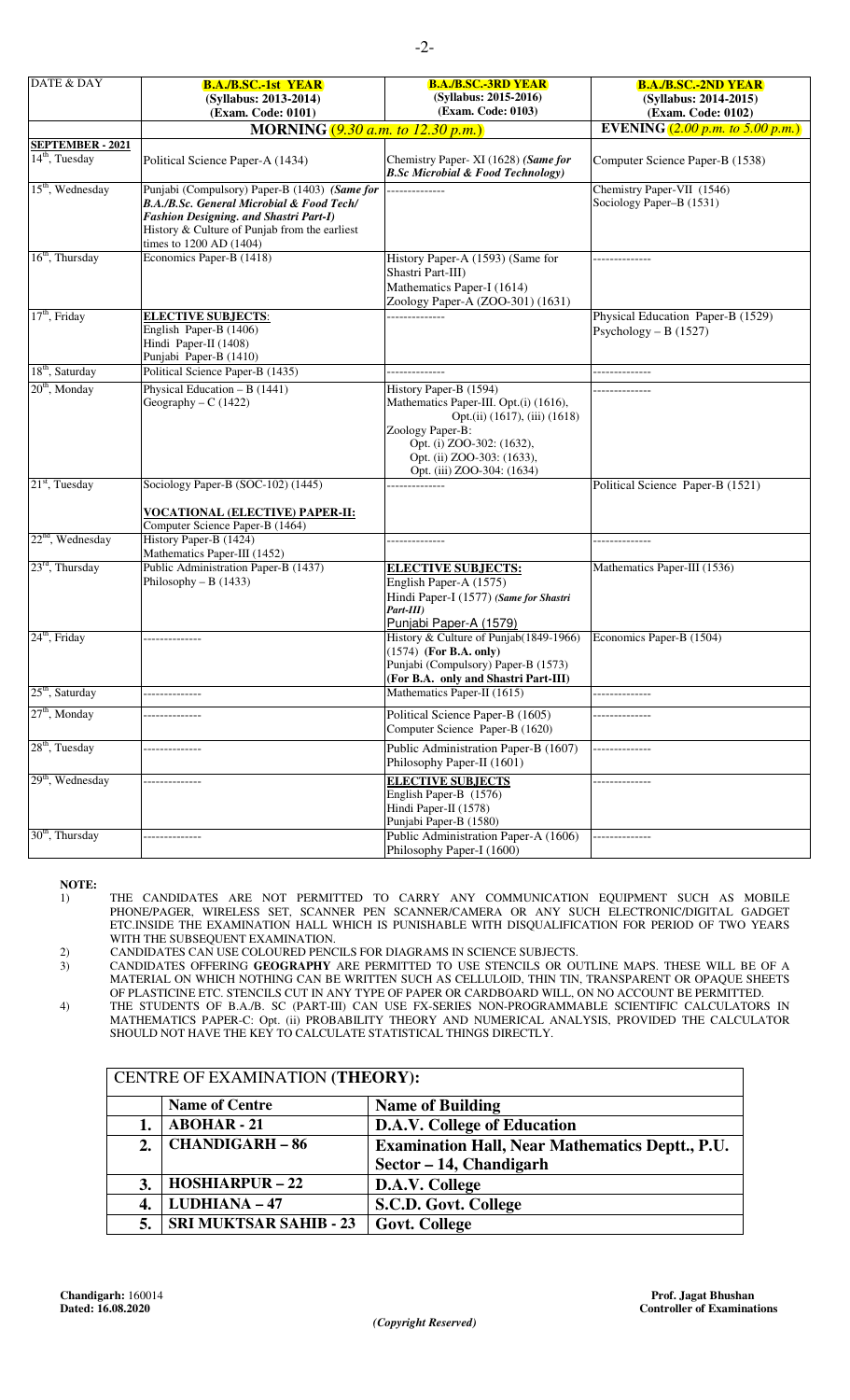| DATE & DAY | **B.A./B.SC.-1st YEAR** (Syllabus: 2013-2014) (Exam. Code: 0101) | **B.A./B.SC.-3RD YEAR** (Syllabus: 2015-2016) (Exam. Code: 0103) | **B.A./B.SC.-2ND YEAR** (Syllabus: 2014-2015) (Exam. Code: 0102) |
|---|---|---|---|
| | **MORNING** *(9.30 a.m. to 12.30 p.m.)* | | **EVENING** *(2.00 p.m. to 5.00 p.m.)* |
| **SEPTEMBER - 2021** 14th, Tuesday | Political Science Paper-A (1434) | Chemistry Paper- XI (1628) ***(Same for B.Sc Microbial & Food Technology)*** | Computer Science Paper-B (1538) |
| 15th, Wednesday | Punjabi (Compulsory) Paper-B (1403) ***(Same for B.A./B.Sc. General Microbial & Food Tech/ Fashion Designing. and Shastri Part-I)*** History & Culture of Punjab from the earliest times to 1200 AD (1404) | -------------- | Chemistry Paper-VII (1546) Sociology Paper–B (1531) |
| 16th, Thursday | Economics Paper-B (1418) | History Paper-A (1593) (Same for Shastri Part-III) Mathematics Paper-I (1614) Zoology Paper-A (ZOO-301) (1631) | -------------- |
| 17th, Friday | **ELECTIVE SUBJECTS**: English Paper-B (1406) Hindi Paper-II (1408) Punjabi Paper-B (1410) | -------------- | Physical Education Paper-B (1529) Psychology – B (1527) |
| 18th, Saturday | Political Science Paper-B (1435) | -------------- | -------------- |
| 20th, Monday | Physical Education – B (1441) Geography – C (1422) | History Paper-B (1594) Mathematics Paper-III. Opt.(i) (1616), Opt.(ii) (1617), (iii) (1618) Zoology Paper-B: Opt. (i) ZOO-302: (1632), Opt. (ii) ZOO-303: (1633), Opt. (iii) ZOO-304: (1634) | -------------- |
| 21st, Tuesday | Sociology Paper-B (SOC-102) (1445) **VOCATIONAL (ELECTIVE) PAPER-II:** Computer Science Paper-B (1464) | -------------- | Political Science Paper-B (1521) |
| 22nd, Wednesday | History Paper-B (1424) Mathematics Paper-III (1452) | -------------- | -------------- |
| 23rd, Thursday | Public Administration Paper-B (1437) Philosophy – B (1433) | **ELECTIVE SUBJECTS:** English Paper-A (1575) Hindi Paper-I (1577) ***(Same for Shastri Part-III)*** Punjabi Paper-A (1579) | Mathematics Paper-III (1536) |
| 24th, Friday | -------------- | History & Culture of Punjab(1849-1966) (1574) **(For B.A. only)** Punjabi (Compulsory) Paper-B (1573) **(For B.A. only and Shastri Part-III)** | Economics Paper-B (1504) |
| 25th, Saturday | -------------- | Mathematics Paper-II (1615) | -------------- |
| 27th, Monday | -------------- | Political Science Paper-B (1605) Computer Science Paper-B (1620) | -------------- |
| 28th, Tuesday | -------------- | Public Administration Paper-B (1607) Philosophy Paper-II (1601) | -------------- |
| 29th, Wednesday | -------------- | **ELECTIVE SUBJECTS** English Paper-B (1576) Hindi Paper-II (1578) Punjabi Paper-B (1580) | -------------- |
| 30th, Thursday | -------------- | Public Administration Paper-A (1606) Philosophy Paper-I (1600) | -------------- |

**NOTE:**

1) THE CANDIDATES ARE NOT PERMITTED TO CARRY ANY COMMUNICATION EQUIPMENT SUCH AS MOBILE PHONE/PAGER, WIRELESS SET, SCANNER PEN SCANNER/CAMERA OR ANY SUCH ELECTRONIC/DIGITAL GADGET ETC.INSIDE THE EXAMINATION HALL WHICH IS PUNISHABLE WITH DISQUALIFICATION FOR PERIOD OF TWO YEARS WITH THE SUBSEQUENT EXAMINATION.
2) CANDIDATES CAN USE COLOURED PENCILS FOR DIAGRAMS IN SCIENCE SUBJECTS.
3) CANDIDATES OFFERING **GEOGRAPHY** ARE PERMITTED TO USE STENCILS OR OUTLINE MAPS. THESE WILL BE OF A MATERIAL ON WHICH NOTHING CAN BE WRITTEN SUCH AS CELLULOID, THIN TIN, TRANSPARENT OR OPAQUE SHEETS OF PLASTICINE ETC. STENCILS CUT IN ANY TYPE OF PAPER OR CARDBOARD WILL, ON NO ACCOUNT BE PERMITTED.
4) THE STUDENTS OF B.A./B. SC (PART-III) CAN USE FX-SERIES NON-PROGRAMMABLE SCIENTIFIC CALCULATORS IN MATHEMATICS PAPER-C: Opt. (ii) PROBABILITY THEORY AND NUMERICAL ANALYSIS, PROVIDED THE CALCULATOR SHOULD NOT HAVE THE KEY TO CALCULATE STATISTICAL THINGS DIRECTLY.

**CENTRE OF EXAMINATION (THEORY):**

| | Name of Centre | Name of Building |
|---|---|---|
| **1.** | **ABOHAR - 21** | **D.A.V. College of Education** |
| **2.** | **CHANDIGARH – 86** | **Examination Hall, Near Mathematics Deptt., P.U. Sector – 14, Chandigarh** |
| **3.** | **HOSHIARPUR – 22** | **D.A.V. College** |
| **4.** | **LUDHIANA – 47** | **S.C.D. Govt. College** |
| **5.** | **SRI MUKTSAR SAHIB - 23** | **Govt. College** |

**Chandigarh:** 160014
**Dated: 16.08.2020**

**Prof. Jagat Bhushan**
**Controller of Examinations**

*(Copyright Reserved)*